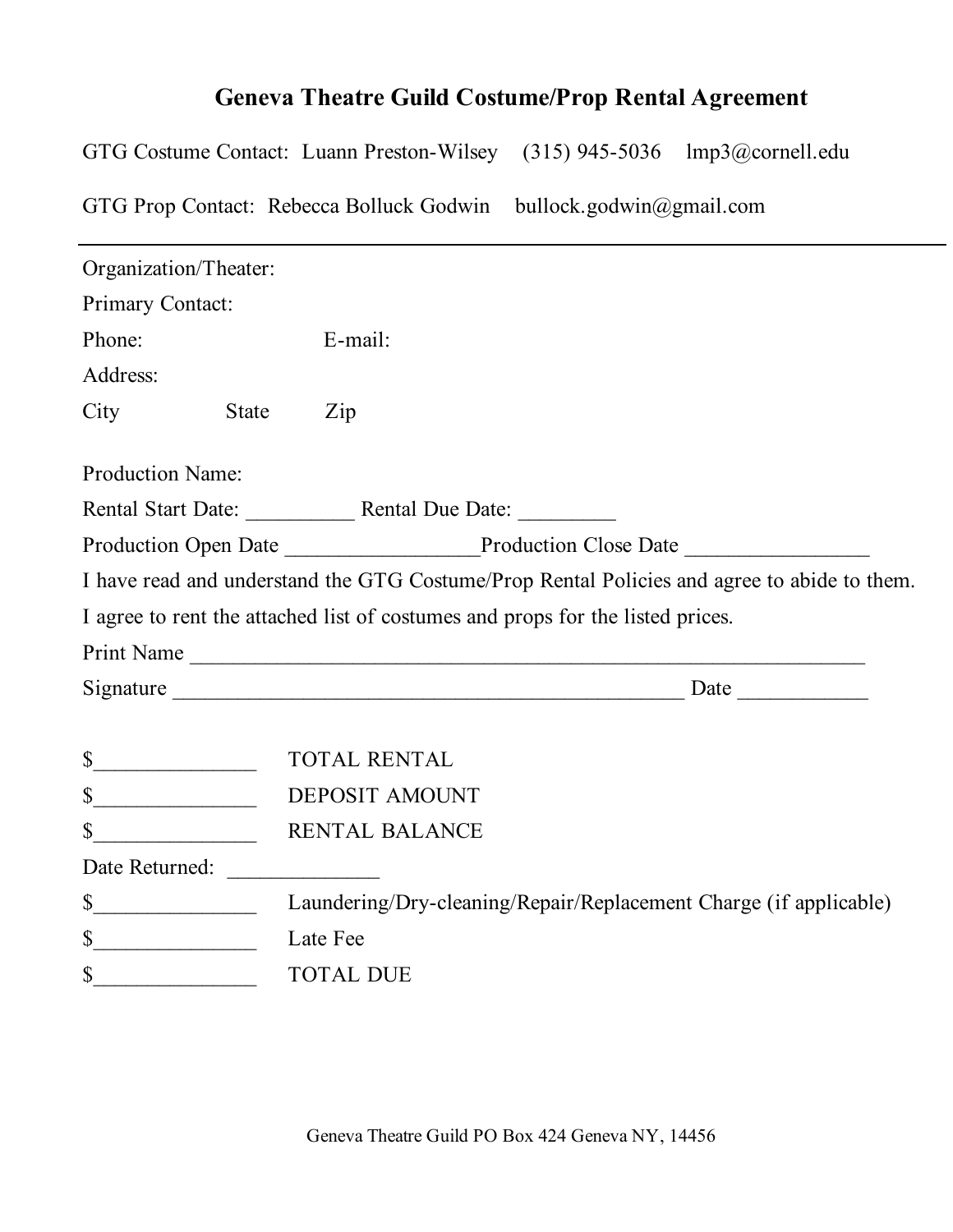# Geneva Theatre Guild Costume/Prop Rental Agreement

GTG Costume Contact: Luann Preston-Wilsey (315) 945-5036 lmp3@cornell.edu

GTG Prop Contact: Rebecca Bolluck Godwin bullock.godwin@gmail.com

---

Organization/Theater:

Primary Contact:

Phone: E-mail:

Address:

City State Zip

Production Name:

Rental Start Date: __________ Rental Due Date: _________

Production Open Date __________________ Production Close Date _________________

I have read and understand the GTG Costume/Prop Rental Policies and agree to abide to them.

I agree to rent the attached list of costumes and props for the listed prices.

Print Name _________________________________________________________________

Signature __________________________________________________ Date ____________

$_______________ TOTAL RENTAL

$_______________ DEPOSIT AMOUNT

$_______________ RENTAL BALANCE

Date Returned: ______________

$_______________ Laundering/Dry-cleaning/Repair/Replacement Charge (if applicable)

$_______________ Late Fee

$_______________ TOTAL DUE

Geneva Theatre Guild PO Box 424 Geneva NY, 14456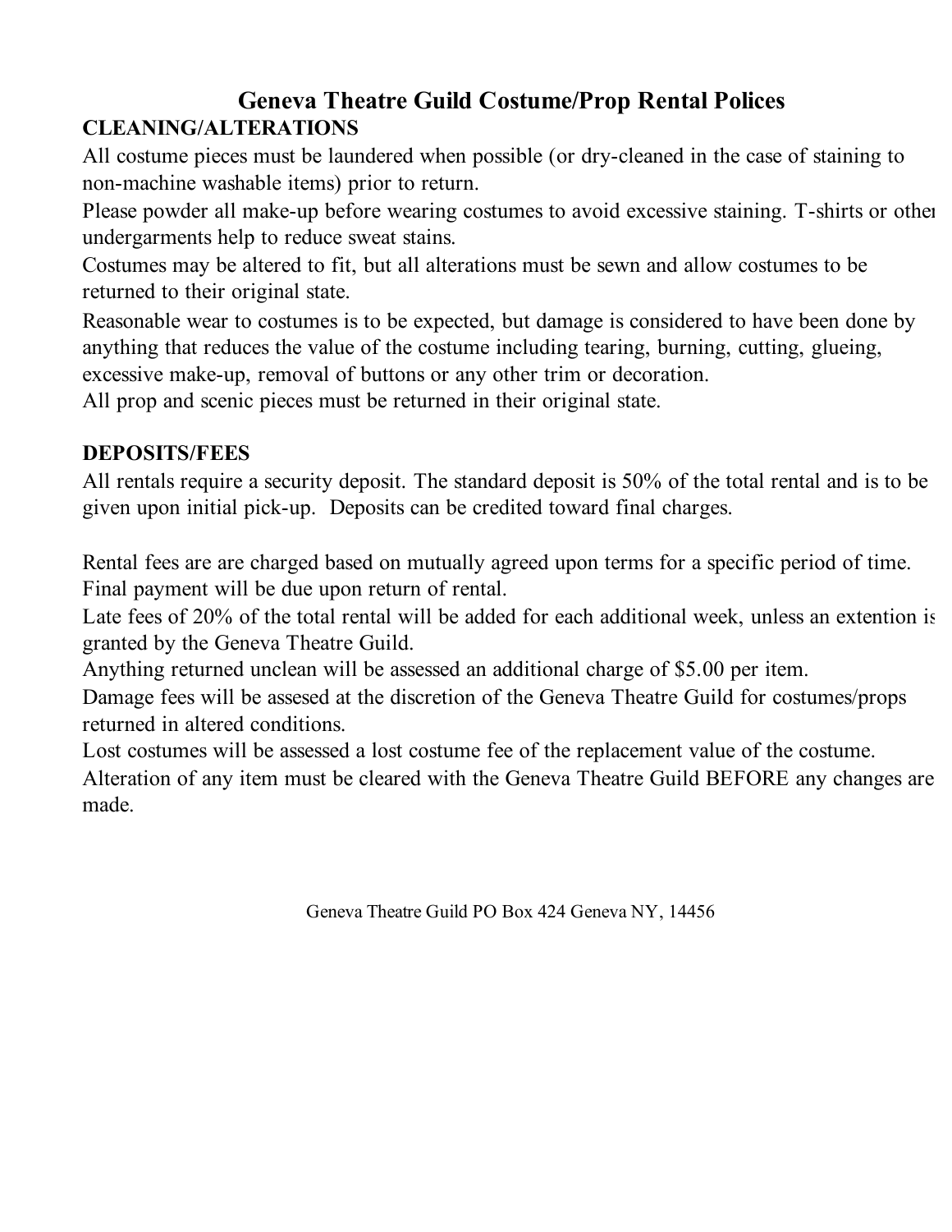# Geneva Theatre Guild Costume/Prop Rental Polices

## CLEANING/ALTERATIONS

All costume pieces must be laundered when possible (or dry-cleaned in the case of staining to non-machine washable items) prior to return.

Please powder all make-up before wearing costumes to avoid excessive staining. T-shirts or other undergarments help to reduce sweat stains.

Costumes may be altered to fit, but all alterations must be sewn and allow costumes to be returned to their original state.

Reasonable wear to costumes is to be expected, but damage is considered to have been done by anything that reduces the value of the costume including tearing, burning, cutting, glueing, excessive make-up, removal of buttons or any other trim or decoration.

All prop and scenic pieces must be returned in their original state.

## DEPOSITS/FEES

All rentals require a security deposit. The standard deposit is 50% of the total rental and is to be given upon initial pick-up. Deposits can be credited toward final charges.

Rental fees are are charged based on mutually agreed upon terms for a specific period of time. Final payment will be due upon return of rental.

Late fees of 20% of the total rental will be added for each additional week, unless an extention is granted by the Geneva Theatre Guild.

Anything returned unclean will be assessed an additional charge of $5.00 per item.

Damage fees will be assesed at the discretion of the Geneva Theatre Guild for costumes/props returned in altered conditions.

Lost costumes will be assessed a lost costume fee of the replacement value of the costume.

Alteration of any item must be cleared with the Geneva Theatre Guild BEFORE any changes are made.

Geneva Theatre Guild PO Box 424 Geneva NY, 14456